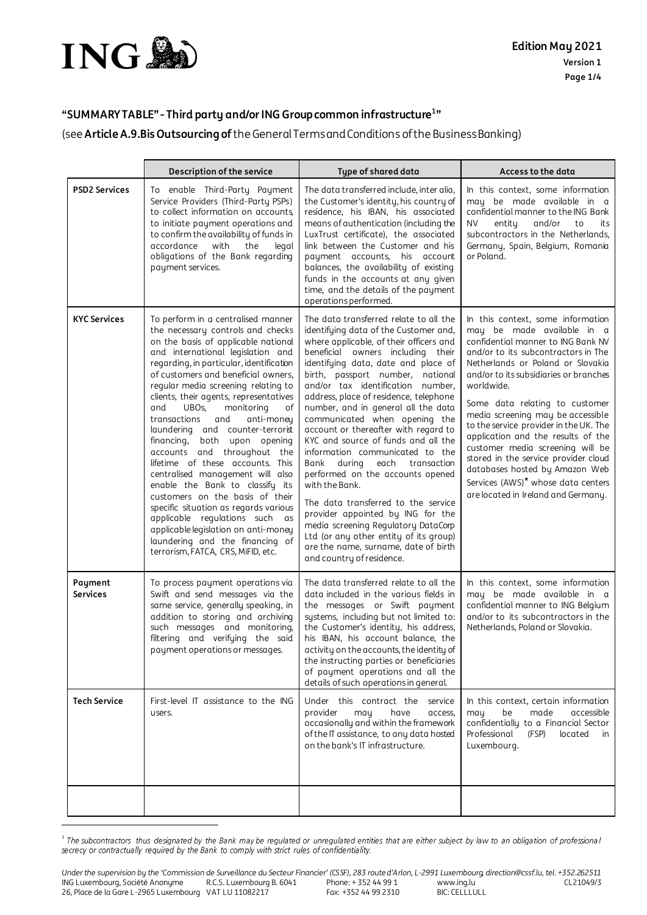## "SUMMARY TABLE" - Third party and/or ING Group common infrastructure[1]"

(see **Article A.9.Bis Outsourcing of** the General Terms and Conditions of the Business Banking)

| | Description of the service | Type of shared data | Access to the data |
|---|---|---|---|
| **PSD2 Services** | To enable Third-Party Payment Service Providers (Third-Party PSPs) to collect information on accounts, to initiate payment operations and to confirm the availability of funds in accordance with the legal obligations of the Bank regarding payment services. | The data transferred include, inter alia, the Customer's identity, his country of residence, his IBAN, his associated means of authentication (including the LuxTrust certificate), the associated link between the Customer and his payment accounts, his account balances, the availability of existing funds in the accounts at any given time, and the details of the payment operations performed. | In this context, some information may be made available in a confidential manner to the ING Bank NV entity and/or to its subcontractors in the Netherlands, Germany, Spain, Belgium, Romania or Poland. |
| **KYC Services** | To perform in a centralised manner the necessary controls and checks on the basis of applicable national and international legislation and regarding, in particular, identification of customers and beneficial owners, regular media screening relating to clients, their agents, representatives and UBOs, monitoring of transactions and anti-money laundering and counter-terrorist financing, both upon opening accounts and throughout the lifetime of these accounts. This centralised management will also enable the Bank to classify its customers on the basis of their specific situation as regards various applicable regulations such as applicable legislation on anti-money laundering and the financing of terrorism, FATCA, CRS, MiFID, etc. | The data transferred relate to all the identifying data of the Customer and, where applicable, of their officers and beneficial owners including their identifying data, date and place of birth, passport number, national and/or tax identification number, address, place of residence, telephone number, and in general all the data communicated when opening the account or thereafter with regard to KYC and source of funds and all the information communicated to the Bank during each transaction performed on the accounts opened with the Bank.<br><br>The data transferred to the service provider appointed by ING for the media screening Regulatory DataCorp Ltd (or any other entity of its group) are the name, surname, date of birth and country of residence. | In this context, some information may be made available in a confidential manner to ING Bank NV and/or to its subcontractors in The Netherlands or Poland or Slovakia and/or to its subsidiaries or branches worldwide.<br><br>Some data relating to customer media screening may be accessible to the service provider in the UK. The application and the results of the customer media screening will be stored in the service provider cloud databases hosted by Amazon Web Services (AWS)* whose data centers are located in Ireland and Germany. |
| **Payment Services** | To process payment operations via Swift and send messages via the same service, generally speaking, in addition to storing and archiving such messages and monitoring, filtering and verifying the said payment operations or messages. | The data transferred relate to all the data included in the various fields in the messages or Swift payment systems, including but not limited to: the Customer's identity, his address, his IBAN, his account balance, the activity on the accounts, the identity of the instructing parties or beneficiaries of payment operations and all the details of such operations in general. | In this context, some information may be made available in a confidential manner to ING Belgium and/or to its subcontractors in the Netherlands, Poland or Slovakia. |
| **Tech Service** | First-level IT assistance to the ING users. | Under this contract the service provider may have access, occasionally and within the framework of the IT assistance, to any data hosted on the bank's IT infrastructure. | In this context, certain information may be made accessible confidentially to a Financial Sector Professional (FSP) located in Luxembourg. |
| | | | |

[1] *The subcontractors thus designated by the Bank may be regulated or unregulated entities that are either subject by law to an obligation of professional secrecy or contractually required by the Bank to comply with strict rules of confidentiality.*

*Under the supervision by the 'Commission de Surveillance du Secteur Financier' (CSSF), 283 route d'Arlon, L-2991 Luxembourg, direction@cssf.lu, tel. +352.262511*
ING Luxembourg, Société Anonyme R.C.S. Luxembourg B. 6041 Phone: + 352 44 99 1 www.ing.lu CL21049/3
26, Place de la Gare L-2965 Luxembourg VAT LU 11082217 Fax: +352 44 99 2310 BIC: CELLLULL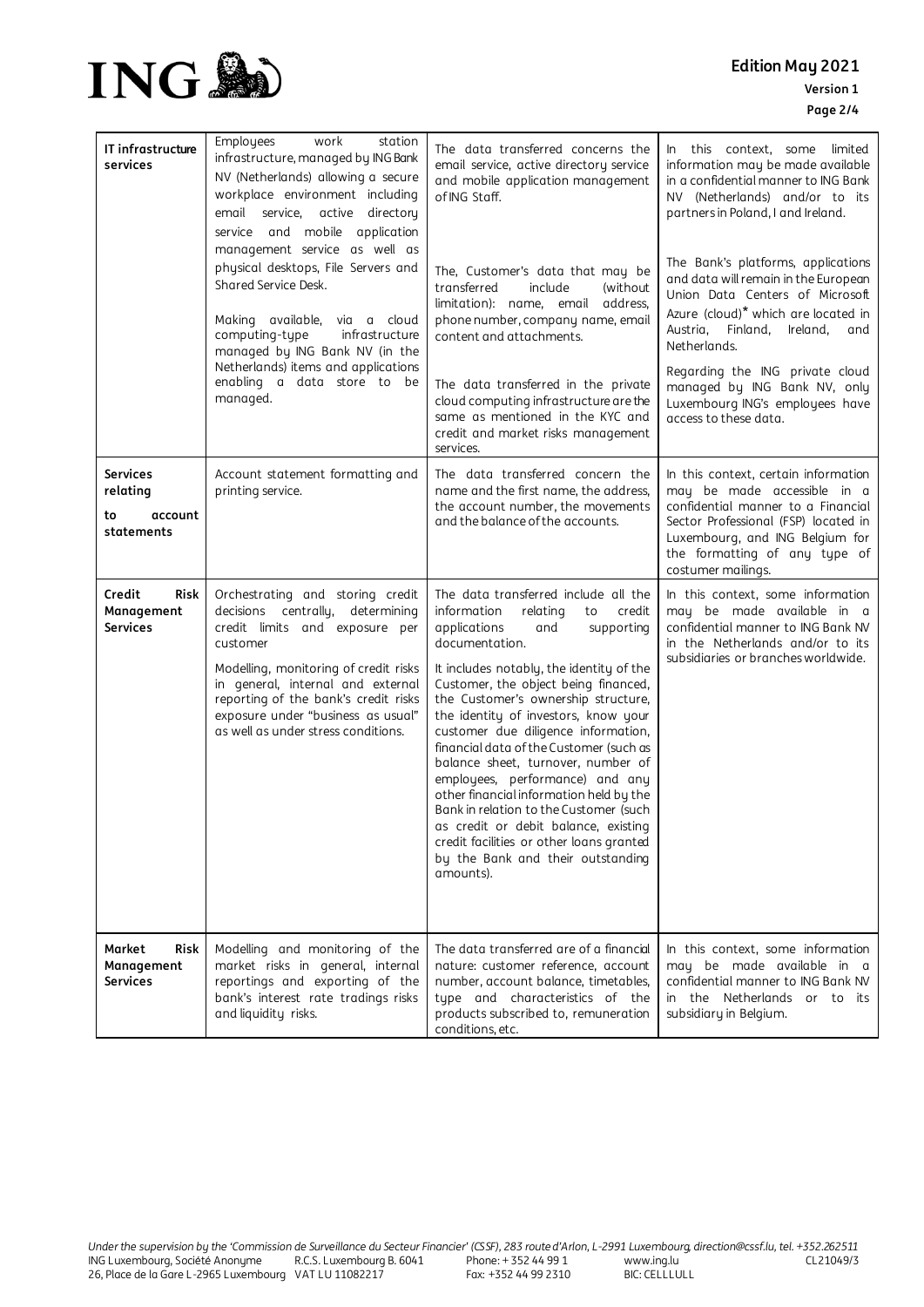| IT infrastructure services | Employees work station infrastructure, managed by ING Bank NV (Netherlands) allowing a secure workplace environment including email service, active directory service and mobile application management service as well as physical desktops, File Servers and Shared Service Desk.<br><br>Making available, via a cloud computing-type infrastructure managed by ING Bank NV (in the Netherlands) items and applications enabling a data store to be managed. | The data transferred concerns the email service, active directory service and mobile application management of ING Staff.<br><br>The, Customer's data that may be transferred include (without limitation): name, email address, phone number, company name, email content and attachments.<br><br>The data transferred in the private cloud computing infrastructure are the same as mentioned in the KYC and credit and market risks management services. | In this context, some limited information may be made available in a confidential manner to ING Bank NV (Netherlands) and/or to its partners in Poland, I and Ireland.<br><br>The Bank's platforms, applications and data will remain in the European Union Data Centers of Microsoft Azure (cloud)* which are located in Austria, Finland, Ireland, and Netherlands.<br><br>Regarding the ING private cloud managed by ING Bank NV, only Luxembourg ING's employees have access to these data. |
|---|---|---|---|
| **Services relating to account statements** | Account statement formatting and printing service. | The data transferred concern the name and the first name, the address, the account number, the movements and the balance of the accounts. | In this context, certain information may be made accessible in a confidential manner to a Financial Sector Professional (FSP) located in Luxembourg, and ING Belgium for the formatting of any type of costumer mailings. |
| **Credit Risk Management Services** | Orchestrating and storing credit decisions centrally, determining credit limits and exposure per customer<br><br>Modelling, monitoring of credit risks in general, internal and external reporting of the bank's credit risks exposure under "business as usual" as well as under stress conditions. | The data transferred include all the information relating to credit applications and supporting documentation.<br><br>It includes notably, the identity of the Customer, the object being financed, the Customer's ownership structure, the identity of investors, know your customer due diligence information, financial data of the Customer (such as balance sheet, turnover, number of employees, performance) and any other financial information held by the Bank in relation to the Customer (such as credit or debit balance, existing credit facilities or other loans granted by the Bank and their outstanding amounts). | In this context, some information may be made available in a confidential manner to ING Bank NV in the Netherlands and/or to its subsidiaries or branches worldwide. |
| **Market Risk Management Services** | Modelling and monitoring of the market risks in general, internal reportings and exporting of the bank's interest rate tradings risks and liquidity risks. | The data transferred are of a financial nature: customer reference, account number, account balance, timetables, type and characteristics of the products subscribed to, remuneration conditions, etc. | In this context, some information may be made available in a confidential manner to ING Bank NV in the Netherlands or to its subsidiary in Belgium. |

*Under the supervision by the 'Commission de Surveillance du Secteur Financier' (CSSF), 283 route d'Arlon, L-2991 Luxembourg, direction@cssf.lu, tel. +352.262511*

ING Luxembourg, Société Anonyme R.C.S. Luxembourg B. 6041 Phone: + 352 44 99 1 www.ing.lu CL21049/3
26, Place de la Gare L-2965 Luxembourg VAT LU 11082217 Fax: +352 44 99 2310 BIC: CELLLULL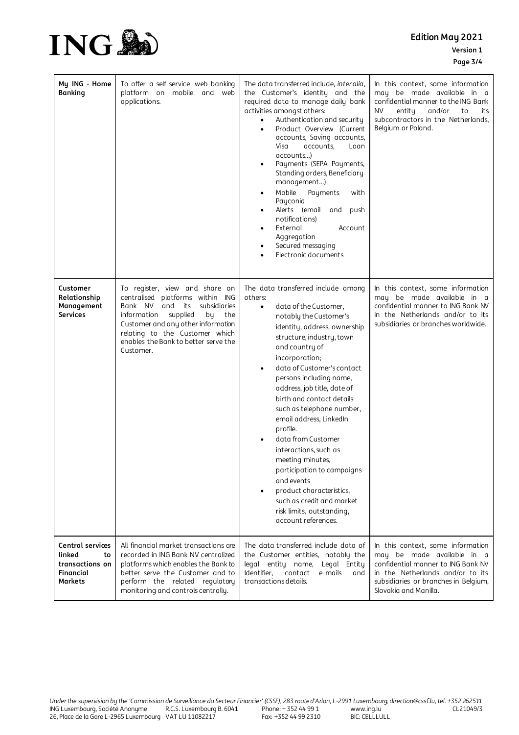| My ING - Home Banking | To offer a self-service web-banking platform on mobile and web applications. | The data transferred include, *inter alia*, the Customer's identity and the required data to manage daily bank activities amongst others:<br>• Authentication and security<br>• Product Overview (Current accounts, Saving accounts, Visa accounts, Loan accounts…)<br>• Payments (SEPA Payments, Standing orders, Beneficiary management…)<br>• Mobile Payments with Payconiq<br>• Alerts (email and push notifications)<br>• External Account Aggregation<br>• Secured messaging<br>• Electronic documents | In this context, some information may be made available in a confidential manner to the ING Bank NV entity and/or to its subcontractors in the Netherlands, Belgium or Poland. |
|---|---|---|---|
| **Customer Relationship Management Services** | To register, view and share on centralised platforms within ING Bank NV and its subsidiaries information supplied by the Customer and any other information relating to the Customer which enables the Bank to better serve the Customer. | The data transferred include among others:<br>• data of the Customer, notably the Customer's identity, address, ownership structure, industry, town and country of incorporation;<br>• data of Customer's contact persons including name, address, job title, date of birth and contact details such as telephone number, email address, LinkedIn profile.<br>• data from Customer interactions, such as meeting minutes, participation to campaigns and events<br>• product characteristics, such as credit and market risk limits, outstanding, account references. | In this context, some information may be made available in a confidential manner to ING Bank NV in the Netherlands and/or to its subsidiaries or branches worldwide. |
| **Central services linked to transactions on Financial Markets** | All financial market transactions are recorded in ING Bank NV centralized platforms which enables the Bank to better serve the Customer and to perform the related regulatory monitoring and controls centrally. | The data transferred include data of the Customer entities, notably the legal entity name, Legal Entity Identifier, contact e-mails and transactions details. | In this context, some information may be made available in a confidential manner to ING Bank NV in the Netherlands and/or to its subsidiaries or branches in Belgium, Slovakia and Manilla. |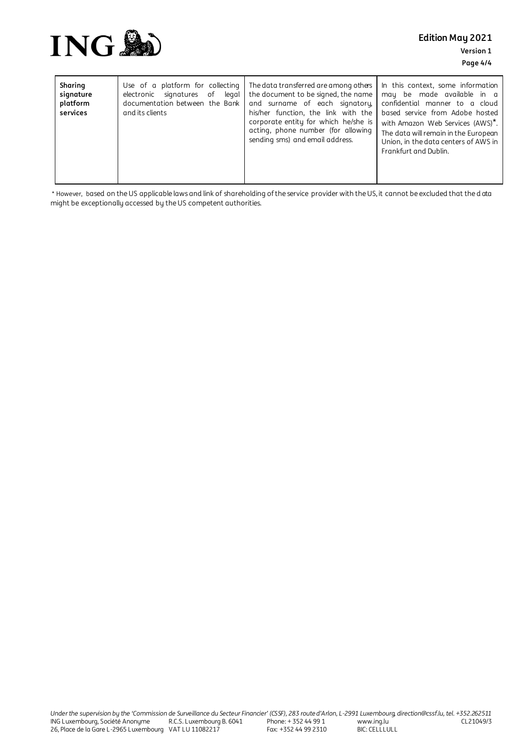| | | | |
|---|---|---|---|
| **Sharing signature platform services** | Use of a platform for collecting electronic signatures of legal documentation between the Bank and its clients | The data transferred are among others the document to be signed, the name and surname of each signatory, his/her function, the link with the corporate entity for which he/she is acting, phone number (for allowing sending sms) and email address. | In this context, some information may be made available in a confidential manner to a cloud based service from Adobe hosted with Amazon Web Services (AWS)*. The data will remain in the European Union, in the data centers of AWS in Frankfurt and Dublin. |

* However, based on the US applicable laws and link of shareholding of the service provider with the US, it cannot be excluded that the data might be exceptionally accessed by the US competent authorities.

*Under the supervision by the 'Commission de Surveillance du Secteur Financier' (CSSF), 283 route d'Arlon, L-2991 Luxembourg, direction@cssf.lu, tel. +352.262511*

ING Luxembourg, Société Anonyme R.C.S. Luxembourg B. 6041 Phone: + 352 44 99 1 www.ing.lu CL21049/3

26, Place de la Gare L-2965 Luxembourg VAT LU 11082217 Fax: +352 44 99 2310 BIC: CELLLULL